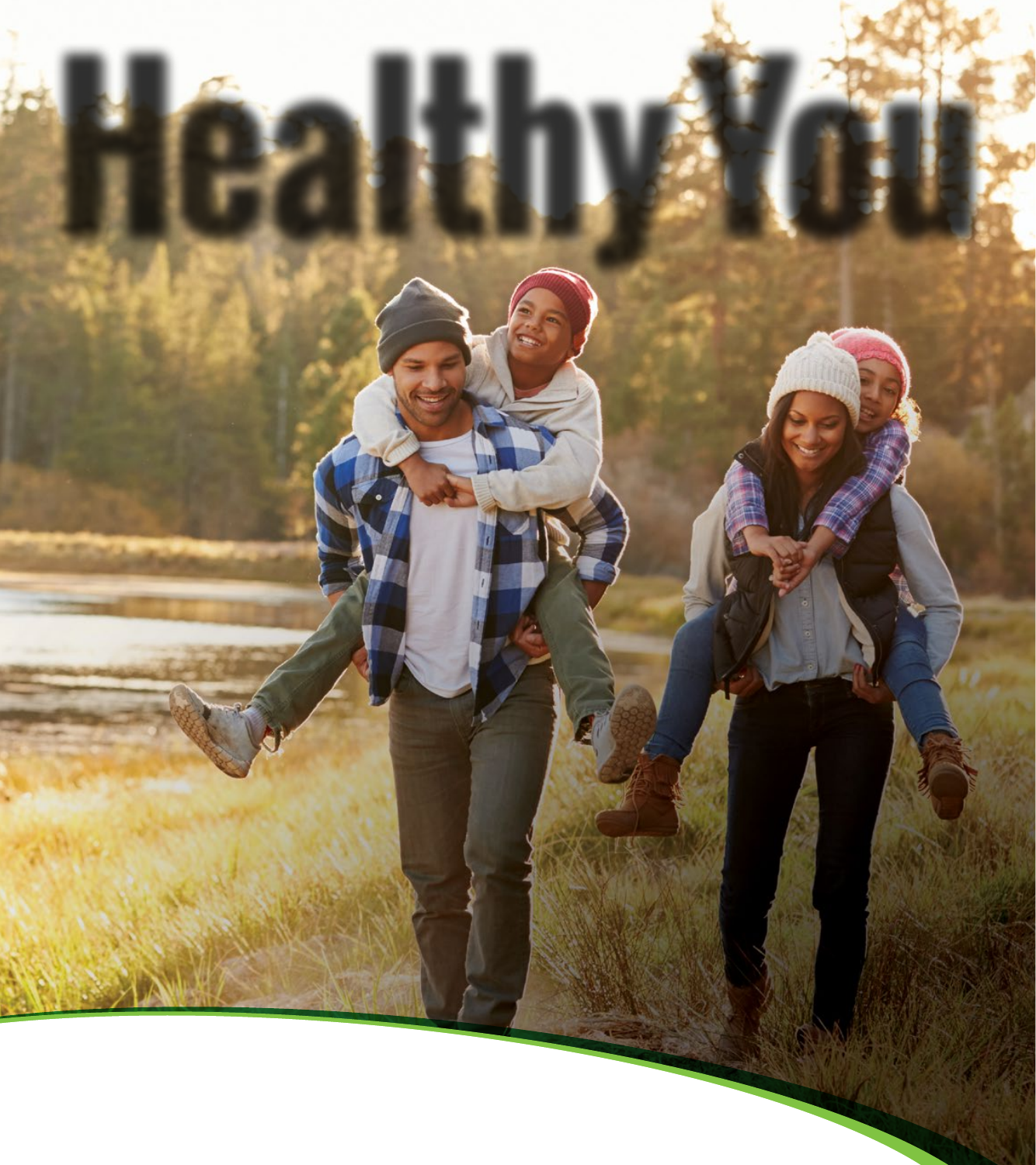# Healthy You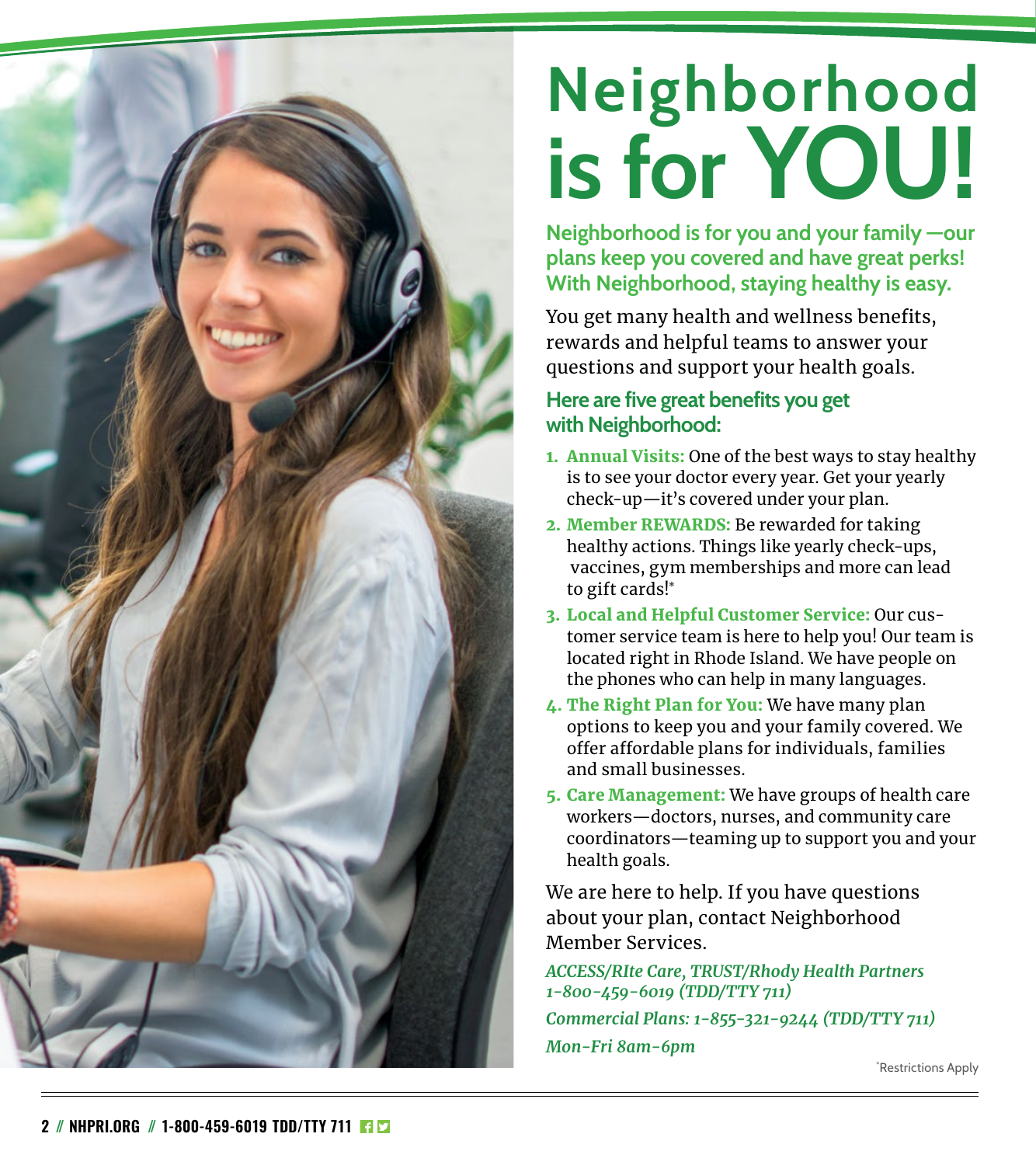# Neighborhood is for YOU!

**Neighborhood is for you and your family —our plans keep you covered and have great perks! With Neighborhood, staying healthy is easy.**

You get many health and wellness benefits, rewards and helpful teams to answer your questions and support your health goals.

### Here are five great benefits you get with Neighborhood:

1. **Annual Visits:** One of the best ways to stay healthy is to see your doctor every year. Get your yearly check-up—it's covered under your plan.
2. **Member REWARDS:** Be rewarded for taking healthy actions. Things like yearly check-ups, vaccines, gym memberships and more can lead to gift cards!*
3. **Local and Helpful Customer Service:** Our customer service team is here to help you! Our team is located right in Rhode Island. We have people on the phones who can help in many languages.
4. **The Right Plan for You:** We have many plan options to keep you and your family covered. We offer affordable plans for individuals, families and small businesses.
5. **Care Management:** We have groups of health care workers—doctors, nurses, and community care coordinators—teaming up to support you and your health goals.

We are here to help. If you have questions about your plan, contact Neighborhood Member Services.

*ACCESS/RIte Care, TRUST/Rhody Health Partners 1-800-459-6019 (TDD/TTY 711)*

*Commercial Plans: 1-855-321-9244 (TDD/TTY 711)*

*Mon-Fri 8am-6pm*

*Restrictions Apply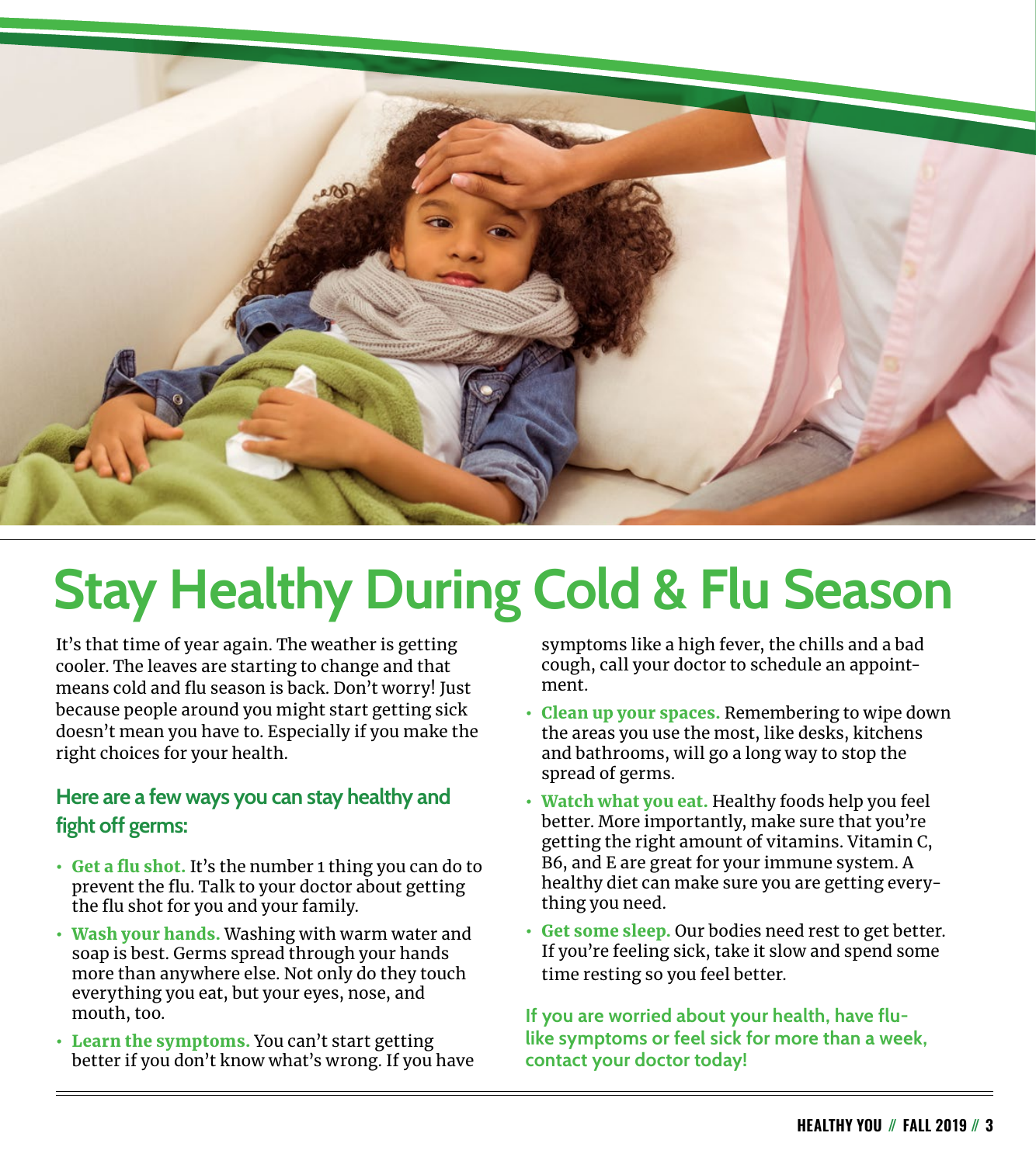# Stay Healthy During Cold & Flu Season

It's that time of year again. The weather is getting cooler. The leaves are starting to change and that means cold and flu season is back. Don't worry! Just because people around you might start getting sick doesn't mean you have to. Especially if you make the right choices for your health.

## Here are a few ways you can stay healthy and fight off germs:

- **Get a flu shot.** It's the number 1 thing you can do to prevent the flu. Talk to your doctor about getting the flu shot for you and your family.
- **Wash your hands.** Washing with warm water and soap is best. Germs spread through your hands more than anywhere else. Not only do they touch everything you eat, but your eyes, nose, and mouth, too.
- **Learn the symptoms.** You can't start getting better if you don't know what's wrong. If you have symptoms like a high fever, the chills and a bad cough, call your doctor to schedule an appointment.
- **Clean up your spaces.** Remembering to wipe down the areas you use the most, like desks, kitchens and bathrooms, will go a long way to stop the spread of germs.
- **Watch what you eat.** Healthy foods help you feel better. More importantly, make sure that you're getting the right amount of vitamins. Vitamin C, B6, and E are great for your immune system. A healthy diet can make sure you are getting everything you need.
- **Get some sleep.** Our bodies need rest to get better. If you're feeling sick, take it slow and spend some time resting so you feel better.

**If you are worried about your health, have flu-like symptoms or feel sick for more than a week, contact your doctor today!**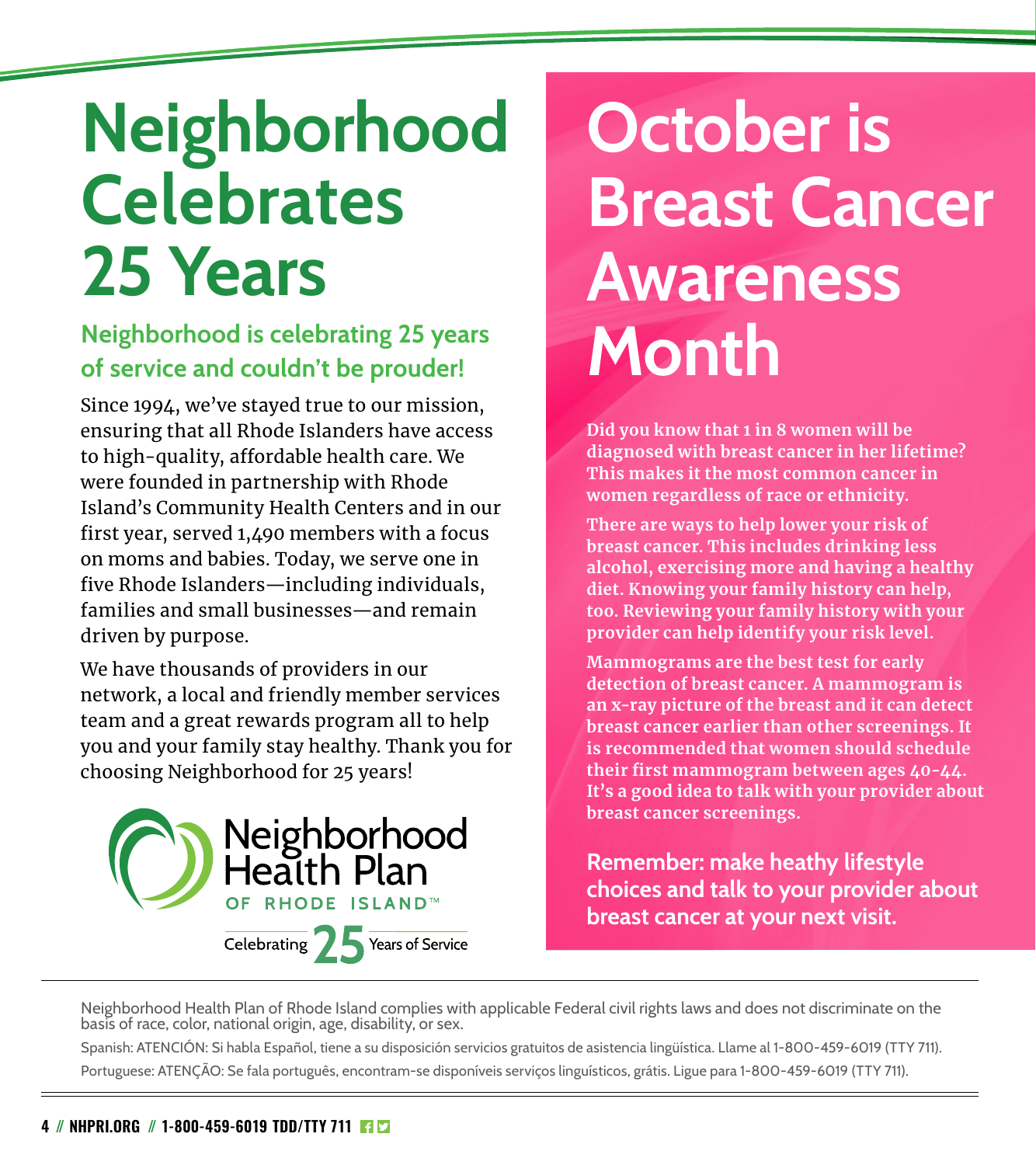# Neighborhood Celebrates 25 Years

## Neighborhood is celebrating 25 years of service and couldn't be prouder!

Since 1994, we've stayed true to our mission, ensuring that all Rhode Islanders have access to high-quality, affordable health care. We were founded in partnership with Rhode Island's Community Health Centers and in our first year, served 1,490 members with a focus on moms and babies. Today, we serve one in five Rhode Islanders—including individuals, families and small businesses—and remain driven by purpose.

We have thousands of providers in our network, a local and friendly member services team and a great rewards program all to help you and your family stay healthy. Thank you for choosing Neighborhood for 25 years!

Neighborhood Health Plan OF RHODE ISLAND™

Celebrating 25 Years of Service

# October is Breast Cancer Awareness Month

**Did you know that 1 in 8 women will be diagnosed with breast cancer in her lifetime? This makes it the most common cancer in women regardless of race or ethnicity.**

**There are ways to help lower your risk of breast cancer. This includes drinking less alcohol, exercising more and having a healthy diet. Knowing your family history can help, too. Reviewing your family history with your provider can help identify your risk level.**

**Mammograms are the best test for early detection of breast cancer. A mammogram is an x-ray picture of the breast and it can detect breast cancer earlier than other screenings. It is recommended that women should schedule their first mammogram between ages 40-44. It's a good idea to talk with your provider about breast cancer screenings.**

**Remember: make heathy lifestyle choices and talk to your provider about breast cancer at your next visit.**

---

Neighborhood Health Plan of Rhode Island complies with applicable Federal civil rights laws and does not discriminate on the basis of race, color, national origin, age, disability, or sex.

Spanish: ATENCIÓN: Si habla Español, tiene a su disposición servicios gratuitos de asistencia lingüística. Llame al 1-800-459-6019 (TTY 711).

Portuguese: ATENÇÃO: Se fala português, encontram-se disponíveis serviços linguísticos, grátis. Ligue para 1-800-459-6019 (TTY 711).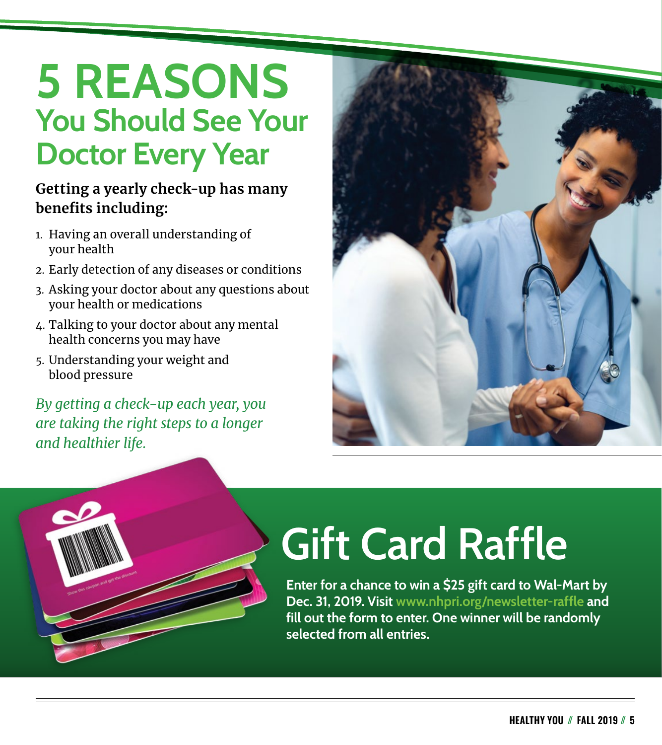# 5 REASONS You Should See Your Doctor Every Year

**Getting a yearly check-up has many benefits including:**

1. Having an overall understanding of your health
2. Early detection of any diseases or conditions
3. Asking your doctor about any questions about your health or medications
4. Talking to your doctor about any mental health concerns you may have
5. Understanding your weight and blood pressure

*By getting a check-up each year, you are taking the right steps to a longer and healthier life.*

# Gift Card Raffle

**Enter for a chance to win a $25 gift card to Wal-Mart by Dec. 31, 2019. Visit www.nhpri.org/newsletter-raffle and fill out the form to enter. One winner will be randomly selected from all entries.**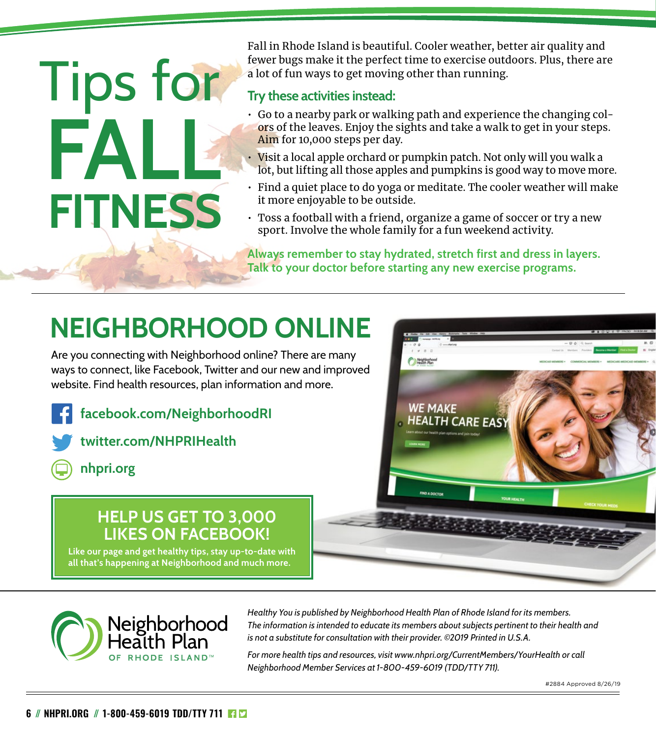# Tips for FALL FITNESS

Fall in Rhode Island is beautiful. Cooler weather, better air quality and fewer bugs make it the perfect time to exercise outdoors. Plus, there are a lot of fun ways to get moving other than running.

### Try these activities instead:

- Go to a nearby park or walking path and experience the changing colors of the leaves. Enjoy the sights and take a walk to get in your steps. Aim for 10,000 steps per day.
- Visit a local apple orchard or pumpkin patch. Not only will you walk a lot, but lifting all those apples and pumpkins is good way to move more.
- Find a quiet place to do yoga or meditate. The cooler weather will make it more enjoyable to be outside.
- Toss a football with a friend, organize a game of soccer or try a new sport. Involve the whole family for a fun weekend activity.

**Always remember to stay hydrated, stretch first and dress in layers. Talk to your doctor before starting any new exercise programs.**

# NEIGHBORHOOD ONLINE

Are you connecting with Neighborhood online? There are many ways to connect, like Facebook, Twitter and our new and improved website. Find health resources, plan information and more.

**facebook.com/NeighborhoodRI**

**twitter.com/NHPRIHealth**

**nhpri.org**

## HELP US GET TO 3,000 LIKES ON FACEBOOK!

**Like our page and get healthy tips, stay up-to-date with all that's happening at Neighborhood and much more.**

Neighborhood Health Plan OF RHODE ISLAND™

*Healthy You is published by Neighborhood Health Plan of Rhode Island for its members. The information is intended to educate its members about subjects pertinent to their health and is not a substitute for consultation with their provider. ©2019 Printed in U.S.A.*

*For more health tips and resources, visit www.nhpri.org/CurrentMembers/YourHealth or call Neighborhood Member Services at 1-800-459-6019 (TDD/TTY 711).*

#2884 Approved 8/26/19